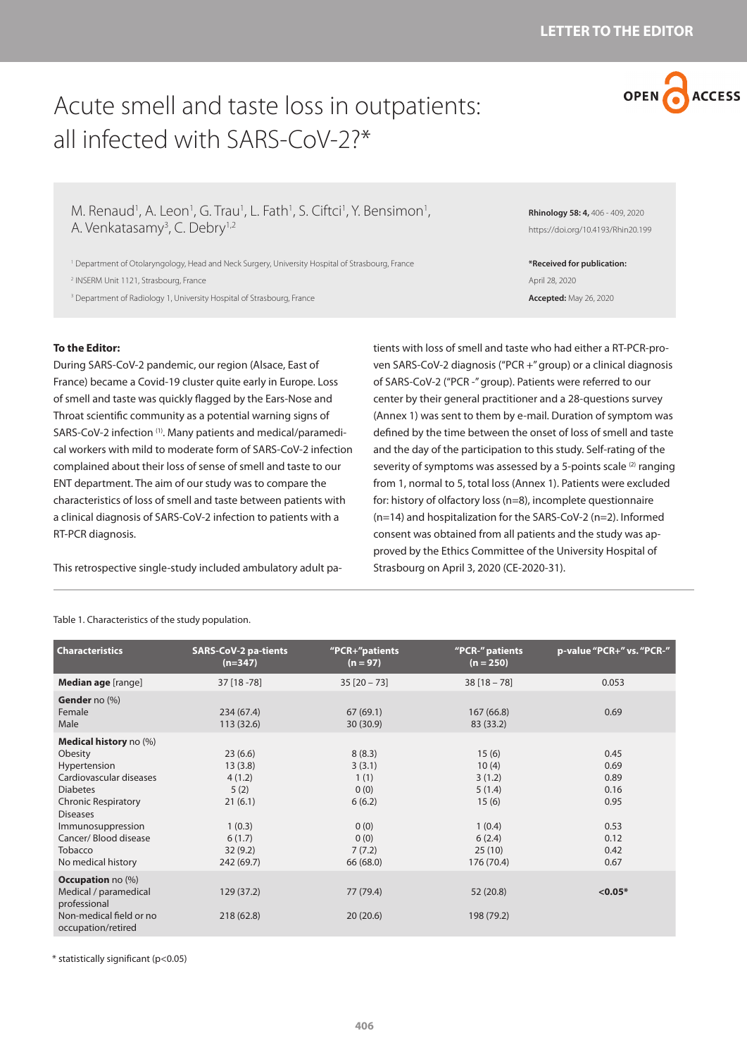LETTER TO THE EDITOR

# Acute smell and taste loss in outpatients: all infected with SARS-CoV-2?*

M. Renaud[1], A. Leon[1], G. Trau[1], L. Fath[1], S. Ciftci[1], Y. Bensimon[1], A. Venkatasamy[3], C. Debry[1,2]

[1] Department of Otolaryngology, Head and Neck Surgery, University Hospital of Strasbourg, France

[2] INSERM Unit 1121, Strasbourg, France

[3] Department of Radiology 1, University Hospital of Strasbourg, France

**Rhinology 58: 4,** 406 - 409, 2020

https://doi.org/10.4193/Rhin20.199

***Received for publication:**

April 28, 2020

**Accepted:** May 26, 2020

**To the Editor:**

During SARS-CoV-2 pandemic, our region (Alsace, East of France) became a Covid-19 cluster quite early in Europe. Loss of smell and taste was quickly flagged by the Ears-Nose and Throat scientific community as a potential warning signs of SARS-CoV-2 infection [1]. Many patients and medical/paramedical workers with mild to moderate form of SARS-CoV-2 infection complained about their loss of sense of smell and taste to our ENT department. The aim of our study was to compare the characteristics of loss of smell and taste between patients with a clinical diagnosis of SARS-CoV-2 infection to patients with a RT-PCR diagnosis.

This retrospective single-study included ambulatory adult patients with loss of smell and taste who had either a RT-PCR-proven SARS-CoV-2 diagnosis ("PCR +" group) or a clinical diagnosis of SARS-CoV-2 ("PCR -" group). Patients were referred to our center by their general practitioner and a 28-questions survey (Annex 1) was sent to them by e-mail. Duration of symptom was defined by the time between the onset of loss of smell and taste and the day of the participation to this study. Self-rating of the severity of symptoms was assessed by a 5-points scale [2] ranging from 1, normal to 5, total loss (Annex 1). Patients were excluded for: history of olfactory loss (n=8), incomplete questionnaire (n=14) and hospitalization for the SARS-CoV-2 (n=2). Informed consent was obtained from all patients and the study was approved by the Ethics Committee of the University Hospital of Strasbourg on April 3, 2020 (CE-2020-31).

Table 1. Characteristics of the study population.

| Characteristics | SARS-CoV-2 pa-tients (n=347) | "PCR+"patients (n = 97) | "PCR-" patients (n = 250) | p-value "PCR+" vs. "PCR-" |
|---|---|---|---|---|
| **Median age** [range] | 37 [18 -78] | 35 [20 – 73] | 38 [18 – 78] | 0.053 |
| **Gender** no (%) | | | | |
| Female | 234 (67.4) | 67 (69.1) | 167 (66.8) | 0.69 |
| Male | 113 (32.6) | 30 (30.9) | 83 (33.2) | |
| **Medical history** no (%) | | | | |
| Obesity | 23 (6.6) | 8 (8.3) | 15 (6) | 0.45 |
| Hypertension | 13 (3.8) | 3 (3.1) | 10 (4) | 0.69 |
| Cardiovascular diseases | 4 (1.2) | 1 (1) | 3 (1.2) | 0.89 |
| Diabetes | 5 (2) | 0 (0) | 5 (1.4) | 0.16 |
| Chronic Respiratory Diseases | 21 (6.1) | 6 (6.2) | 15 (6) | 0.95 |
| Immunosuppression | 1 (0.3) | 0 (0) | 1 (0.4) | 0.53 |
| Cancer/ Blood disease | 6 (1.7) | 0 (0) | 6 (2.4) | 0.12 |
| Tobacco | 32 (9.2) | 7 (7.2) | 25 (10) | 0.42 |
| No medical history | 242 (69.7) | 66 (68.0) | 176 (70.4) | 0.67 |
| **Occupation** no (%) | | | | |
| Medical / paramedical professional | 129 (37.2) | 77 (79.4) | 52 (20.8) | **<0.05*** |
| Non-medical field or no occupation/retired | 218 (62.8) | 20 (20.6) | 198 (79.2) | |

* statistically significant (p<0.05)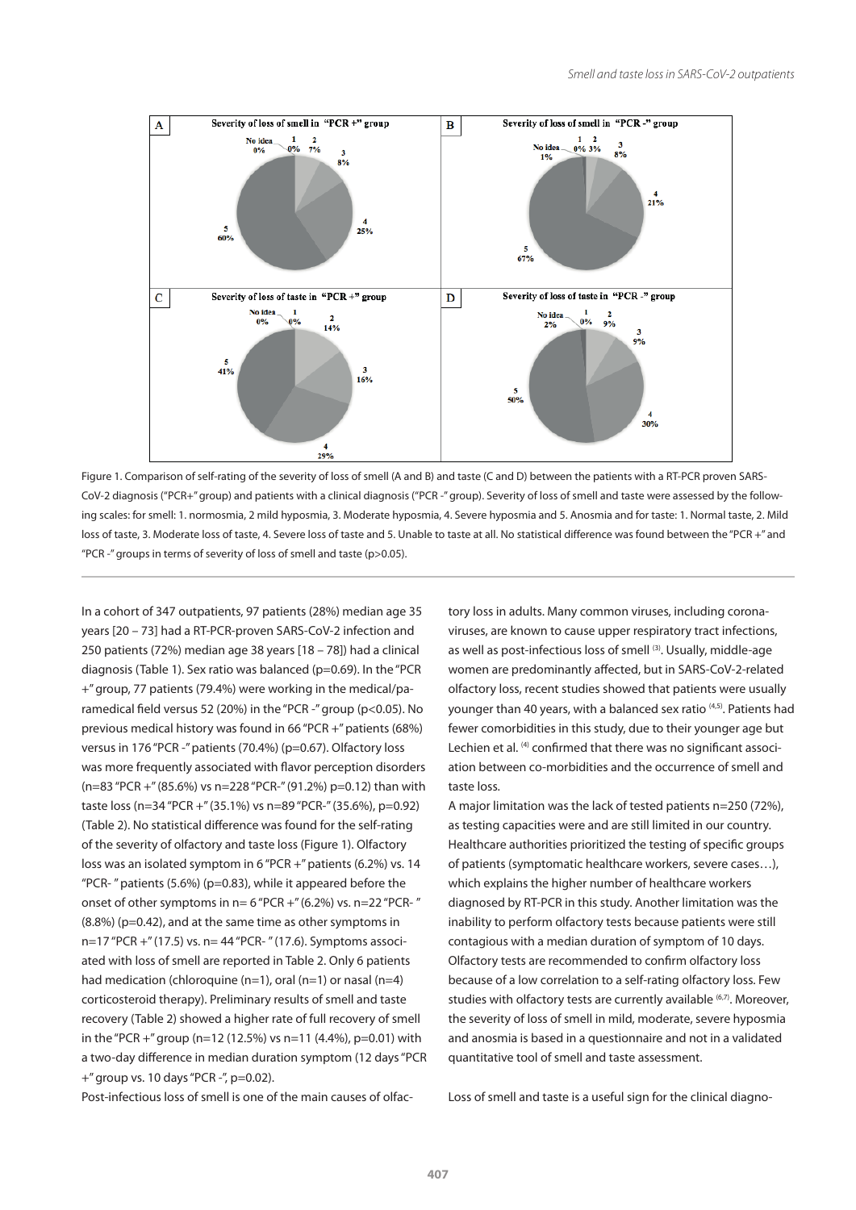Figure 1. Comparison of self-rating of the severity of loss of smell (A and B) and taste (C and D) between the patients with a RT-PCR proven SARS-CoV-2 diagnosis ("PCR+" group) and patients with a clinical diagnosis ("PCR -" group). Severity of loss of smell and taste were assessed by the following scales: for smell: 1. normosmia, 2 mild hyposmia, 3. Moderate hyposmia, 4. Severe hyposmia and 5. Anosmia and for taste: 1. Normal taste, 2. Mild loss of taste, 3. Moderate loss of taste, 4. Severe loss of taste and 5. Unable to taste at all. No statistical difference was found between the "PCR +" and "PCR -" groups in terms of severity of loss of smell and taste (p>0.05).

In a cohort of 347 outpatients, 97 patients (28%) median age 35 years [20 – 73] had a RT-PCR-proven SARS-CoV-2 infection and 250 patients (72%) median age 38 years [18 – 78]) had a clinical diagnosis (Table 1). Sex ratio was balanced (p=0.69). In the "PCR +" group, 77 patients (79.4%) were working in the medical/paramedical field versus 52 (20%) in the "PCR -" group (p<0.05). No previous medical history was found in 66 "PCR +" patients (68%) versus in 176 "PCR -" patients (70.4%) (p=0.67). Olfactory loss was more frequently associated with flavor perception disorders (n=83 "PCR +" (85.6%) vs n=228 "PCR-" (91.2%) p=0.12) than with taste loss (n=34 "PCR +" (35.1%) vs n=89 "PCR-" (35.6%), p=0.92) (Table 2). No statistical difference was found for the self-rating of the severity of olfactory and taste loss (Figure 1). Olfactory loss was an isolated symptom in 6 "PCR +" patients (6.2%) vs. 14 "PCR- " patients (5.6%) (p=0.83), while it appeared before the onset of other symptoms in n= 6 "PCR +" (6.2%) vs. n=22 "PCR- " (8.8%) (p=0.42), and at the same time as other symptoms in n=17 "PCR +" (17.5) vs. n= 44 "PCR- " (17.6). Symptoms associated with loss of smell are reported in Table 2. Only 6 patients had medication (chloroquine (n=1), oral (n=1) or nasal (n=4) corticosteroid therapy). Preliminary results of smell and taste recovery (Table 2) showed a higher rate of full recovery of smell in the "PCR +" group (n=12 (12.5%) vs n=11 (4.4%), p=0.01) with a two-day difference in median duration symptom (12 days "PCR +" group vs. 10 days "PCR -", p=0.02).

Post-infectious loss of smell is one of the main causes of olfactory loss in adults. Many common viruses, including coronaviruses, are known to cause upper respiratory tract infections, as well as post-infectious loss of smell [3]. Usually, middle-age women are predominantly affected, but in SARS-CoV-2-related olfactory loss, recent studies showed that patients were usually younger than 40 years, with a balanced sex ratio [4,5]. Patients had fewer comorbidities in this study, due to their younger age but Lechien et al. [4] confirmed that there was no significant association between co-morbidities and the occurrence of smell and taste loss.

A major limitation was the lack of tested patients n=250 (72%), as testing capacities were and are still limited in our country. Healthcare authorities prioritized the testing of specific groups of patients (symptomatic healthcare workers, severe cases…), which explains the higher number of healthcare workers diagnosed by RT-PCR in this study. Another limitation was the inability to perform olfactory tests because patients were still contagious with a median duration of symptom of 10 days. Olfactory tests are recommended to confirm olfactory loss because of a low correlation to a self-rating olfactory loss. Few studies with olfactory tests are currently available [6,7]. Moreover, the severity of loss of smell in mild, moderate, severe hyposmia and anosmia is based in a questionnaire and not in a validated quantitative tool of smell and taste assessment.

Loss of smell and taste is a useful sign for the clinical diagno-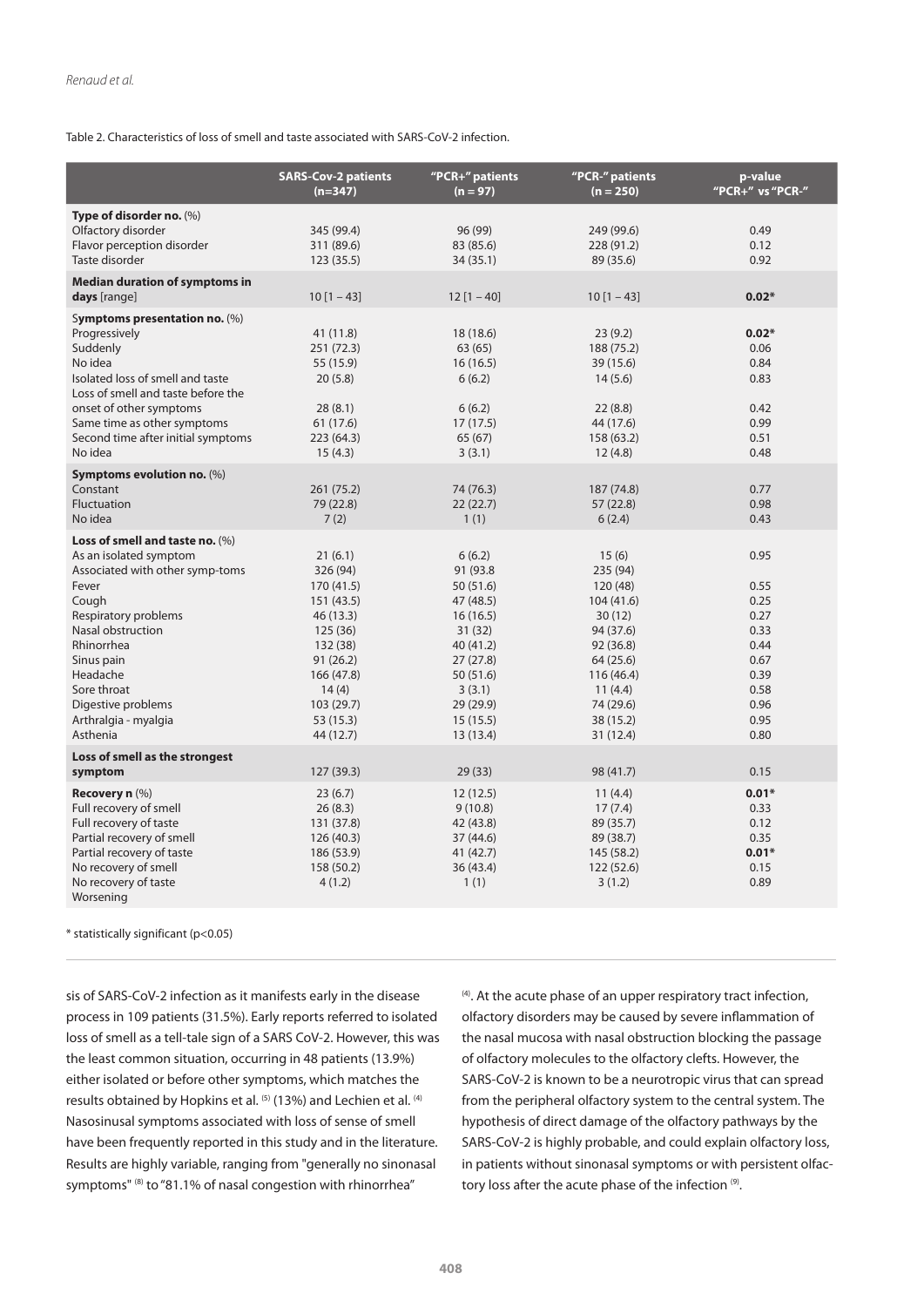Table 2. Characteristics of loss of smell and taste associated with SARS-CoV-2 infection.

| | SARS-Cov-2 patients (n=347) | "PCR+" patients (n = 97) | "PCR-" patients (n = 250) | p-value "PCR+" vs "PCR-" |
|---|---|---|---|---|
| **Type of disorder no.** (%) | | | | |
| Olfactory disorder | 345 (99.4) | 96 (99) | 249 (99.6) | 0.49 |
| Flavor perception disorder | 311 (89.6) | 83 (85.6) | 228 (91.2) | 0.12 |
| Taste disorder | 123 (35.5) | 34 (35.1) | 89 (35.6) | 0.92 |
| **Median duration of symptoms in days** [range] | 10 [1 – 43] | 12 [1 – 40] | 10 [1 – 43] | **0.02*** |
| **Symptoms presentation no.** (%) | | | | |
| Progressively | 41 (11.8) | 18 (18.6) | 23 (9.2) | **0.02*** |
| Suddenly | 251 (72.3) | 63 (65) | 188 (75.2) | 0.06 |
| No idea | 55 (15.9) | 16 (16.5) | 39 (15.6) | 0.84 |
| Isolated loss of smell and taste | 20 (5.8) | 6 (6.2) | 14 (5.6) | 0.83 |
| Loss of smell and taste before the onset of other symptoms | 28 (8.1) | 6 (6.2) | 22 (8.8) | 0.42 |
| Same time as other symptoms | 61 (17.6) | 17 (17.5) | 44 (17.6) | 0.99 |
| Second time after initial symptoms | 223 (64.3) | 65 (67) | 158 (63.2) | 0.51 |
| No idea | 15 (4.3) | 3 (3.1) | 12 (4.8) | 0.48 |
| **Symptoms evolution no.** (%) | | | | |
| Constant | 261 (75.2) | 74 (76.3) | 187 (74.8) | 0.77 |
| Fluctuation | 79 (22.8) | 22 (22.7) | 57 (22.8) | 0.98 |
| No idea | 7 (2) | 1 (1) | 6 (2.4) | 0.43 |
| **Loss of smell and taste no.** (%) | | | | |
| As an isolated symptom | 21 (6.1) | 6 (6.2) | 15 (6) | 0.95 |
| Associated with other symp-toms | 326 (94) | 91 (93.8 | 235 (94) | |
| Fever | 170 (41.5) | 50 (51.6) | 120 (48) | 0.55 |
| Cough | 151 (43.5) | 47 (48.5) | 104 (41.6) | 0.25 |
| Respiratory problems | 46 (13.3) | 16 (16.5) | 30 (12) | 0.27 |
| Nasal obstruction | 125 (36) | 31 (32) | 94 (37.6) | 0.33 |
| Rhinorrhea | 132 (38) | 40 (41.2) | 92 (36.8) | 0.44 |
| Sinus pain | 91 (26.2) | 27 (27.8) | 64 (25.6) | 0.67 |
| Headache | 166 (47.8) | 50 (51.6) | 116 (46.4) | 0.39 |
| Sore throat | 14 (4) | 3 (3.1) | 11 (4.4) | 0.58 |
| Digestive problems | 103 (29.7) | 29 (29.9) | 74 (29.6) | 0.96 |
| Arthralgia - myalgia | 53 (15.3) | 15 (15.5) | 38 (15.2) | 0.95 |
| Asthenia | 44 (12.7) | 13 (13.4) | 31 (12.4) | 0.80 |
| **Loss of smell as the strongest symptom** | 127 (39.3) | 29 (33) | 98 (41.7) | 0.15 |
| **Recovery n** (%) | 23 (6.7) | 12 (12.5) | 11 (4.4) | **0.01*** |
| Full recovery of smell | 26 (8.3) | 9 (10.8) | 17 (7.4) | 0.33 |
| Full recovery of taste | 131 (37.8) | 42 (43.8) | 89 (35.7) | 0.12 |
| Partial recovery of smell | 126 (40.3) | 37 (44.6) | 89 (38.7) | 0.35 |
| Partial recovery of taste | 186 (53.9) | 41 (42.7) | 145 (58.2) | **0.01*** |
| No recovery of smell | 158 (50.2) | 36 (43.4) | 122 (52.6) | 0.15 |
| No recovery of taste | 4 (1.2) | 1 (1) | 3 (1.2) | 0.89 |
| Worsening | | | | |

* statistically significant ($p<0.05$)

sis of SARS-CoV-2 infection as it manifests early in the disease process in 109 patients (31.5%). Early reports referred to isolated loss of smell as a tell-tale sign of a SARS CoV-2. However, this was the least common situation, occurring in 48 patients (13.9%) either isolated or before other symptoms, which matches the results obtained by Hopkins et al. [5] (13%) and Lechien et al. [4] Nasosinusal symptoms associated with loss of sense of smell have been frequently reported in this study and in the literature. Results are highly variable, ranging from "generally no sinonasal symptoms" [8] to "81.1% of nasal congestion with rhinorrhea" [4]. At the acute phase of an upper respiratory tract infection, olfactory disorders may be caused by severe inflammation of the nasal mucosa with nasal obstruction blocking the passage of olfactory molecules to the olfactory clefts. However, the SARS-CoV-2 is known to be a neurotropic virus that can spread from the peripheral olfactory system to the central system. The hypothesis of direct damage of the olfactory pathways by the SARS-CoV-2 is highly probable, and could explain olfactory loss, in patients without sinonasal symptoms or with persistent olfactory loss after the acute phase of the infection [9].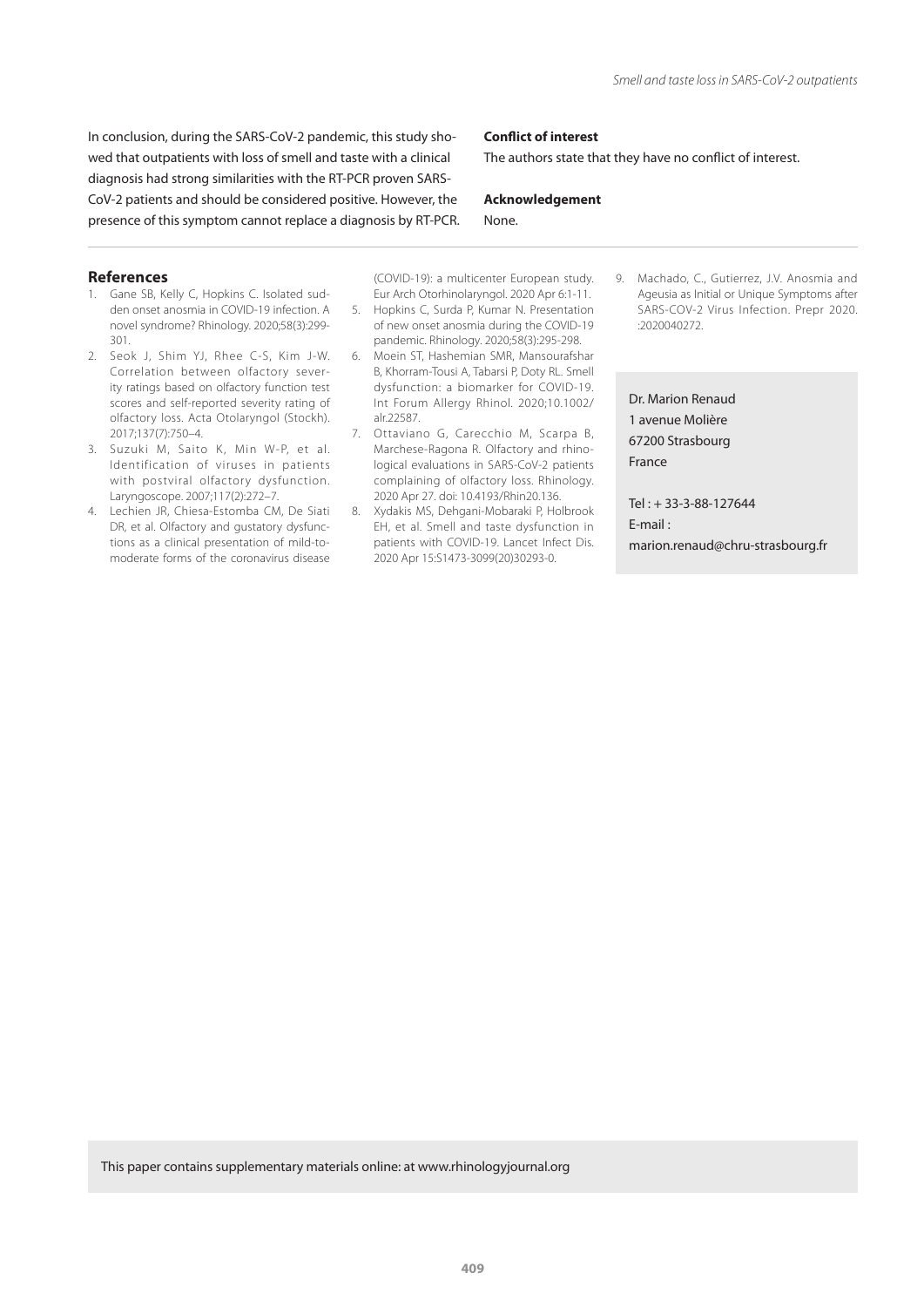In conclusion, during the SARS-CoV-2 pandemic, this study showed that outpatients with loss of smell and taste with a clinical diagnosis had strong similarities with the RT-PCR proven SARS-CoV-2 patients and should be considered positive. However, the presence of this symptom cannot replace a diagnosis by RT-PCR.

**Conflict of interest**

The authors state that they have no conflict of interest.

**Acknowledgement**

None.

## References

1. Gane SB, Kelly C, Hopkins C. Isolated sudden onset anosmia in COVID-19 infection. A novel syndrome? Rhinology. 2020;58(3):299-301.
2. Seok J, Shim YJ, Rhee C-S, Kim J-W. Correlation between olfactory severity ratings based on olfactory function test scores and self-reported severity rating of olfactory loss. Acta Otolaryngol (Stockh). 2017;137(7):750–4.
3. Suzuki M, Saito K, Min W-P, et al. Identification of viruses in patients with postviral olfactory dysfunction. Laryngoscope. 2007;117(2):272–7.
4. Lechien JR, Chiesa-Estomba CM, De Siati DR, et al. Olfactory and gustatory dysfunctions as a clinical presentation of mild-to-moderate forms of the coronavirus disease (COVID-19): a multicenter European study. Eur Arch Otorhinolaryngol. 2020 Apr 6:1-11.
5. Hopkins C, Surda P, Kumar N. Presentation of new onset anosmia during the COVID-19 pandemic. Rhinology. 2020;58(3):295-298.
6. Moein ST, Hashemian SMR, Mansourafshar B, Khorram-Tousi A, Tabarsi P, Doty RL. Smell dysfunction: a biomarker for COVID-19. Int Forum Allergy Rhinol. 2020;10.1002/alr.22587.
7. Ottaviano G, Carecchio M, Scarpa B, Marchese-Ragona R. Olfactory and rhinological evaluations in SARS-CoV-2 patients complaining of olfactory loss. Rhinology. 2020 Apr 27. doi: 10.4193/Rhin20.136.
8. Xydakis MS, Dehgani-Mobaraki P, Holbrook EH, et al. Smell and taste dysfunction in patients with COVID-19. Lancet Infect Dis. 2020 Apr 15:S1473-3099(20)30293-0.
9. Machado, C., Gutierrez, J.V. Anosmia and Ageusia as Initial or Unique Symptoms after SARS-COV-2 Virus Infection. Prepr 2020. :2020040272.

Dr. Marion Renaud
1 avenue Molière
67200 Strasbourg
France

Tel : + 33-3-88-127644
E-mail :
marion.renaud@chru-strasbourg.fr

This paper contains supplementary materials online: at www.rhinologyjournal.org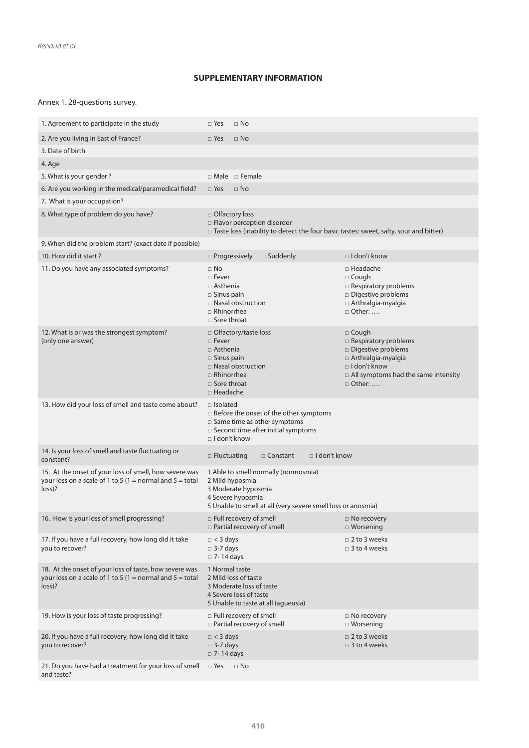## SUPPLEMENTARY INFORMATION

Annex 1. 28-questions survey.

| Question | Answers | |
|---|---|---|
| 1. Agreement to participate in the study | □ Yes □ No | |
| 2. Are you living in East of France? | □ Yes □ No | |
| 3. Date of birth | | |
| 4. Age | | |
| 5. What is your gender ? | □ Male □ Female | |
| 6. Are you working in the medical/paramedical field? | □ Yes □ No | |
| 7. What is your occupation? | | |
| 8. What type of problem do you have? | □ Olfactory loss<br>□ Flavor perception disorder<br>□ Taste loss (inability to detect the four basic tastes: sweet, salty, sour and bitter) | |
| 9. When did the problem start? (exact date if possible) | | |
| 10. How did it start ? | □ Progressively □ Suddenly | □ I don't know |
| 11. Do you have any associated symptoms? | □ No<br>□ Fever<br>□ Asthenia<br>□ Sinus pain<br>□ Nasal obstruction<br>□ Rhinorrhea<br>□ Sore throat | □ Headache<br>□ Cough<br>□ Respiratory problems<br>□ Digestive problems<br>□ Arthralgia-myalgia<br>□ Other: …. |
| 12. What is or was the strongest symptom? (only one answer) | □ Olfactory/taste loss<br>□ Fever<br>□ Asthenia<br>□ Sinus pain<br>□ Nasal obstruction<br>□ Rhinorrhea<br>□ Sore throat<br>□ Headache | □ Cough<br>□ Respiratory problems<br>□ Digestive problems<br>□ Arthralgia-myalgia<br>□ I don't know<br>□ All symptoms had the same intensity<br>□ Other: …. |
| 13. How did your loss of smell and taste come about? | □ Isolated<br>□ Before the onset of the other symptoms<br>□ Same time as other symptoms<br>□ Second time after initial symptoms<br>□ I don't know | |
| 14. Is your loss of smell and taste fluctuating or constant? | □ Fluctuating □ Constant □ I don't know | |
| 15. At the onset of your loss of smell, how severe was your loss on a scale of 1 to 5 (1 = normal and 5 = total loss)? | 1 Able to smell normally (normosmia)<br>2 Mild hyposmia<br>3 Moderate hyposmia<br>4 Severe hyposmia<br>5 Unable to smell at all (very severe smell loss or anosmia) | |
| 16. How is your loss of smell progressing? | □ Full recovery of smell<br>□ Partial recovery of smell | □ No recovery<br>□ Worsening |
| 17. If you have a full recovery, how long did it take you to recover? | □ < 3 days<br>□ 3-7 days<br>□ 7- 14 days | □ 2 to 3 weeks<br>□ 3 to 4 weeks |
| 18. At the onset of your loss of taste, how severe was your loss on a scale of 1 to 5 (1 = normal and 5 = total loss)? | 1 Normal taste<br>2 Mild loss of taste<br>3 Moderate loss of taste<br>4 Severe loss of taste<br>5 Unable to taste at all (agueusia) | |
| 19. How is your loss of taste progressing? | □ Full recovery of smell<br>□ Partial recovery of smell | □ No recovery<br>□ Worsening |
| 20. If you have a full recovery, how long did it take you to recover? | □ < 3 days<br>□ 3-7 days<br>□ 7- 14 days | □ 2 to 3 weeks<br>□ 3 to 4 weeks |
| 21. Do you have had a treatment for your loss of smell and taste? | □ Yes □ No | |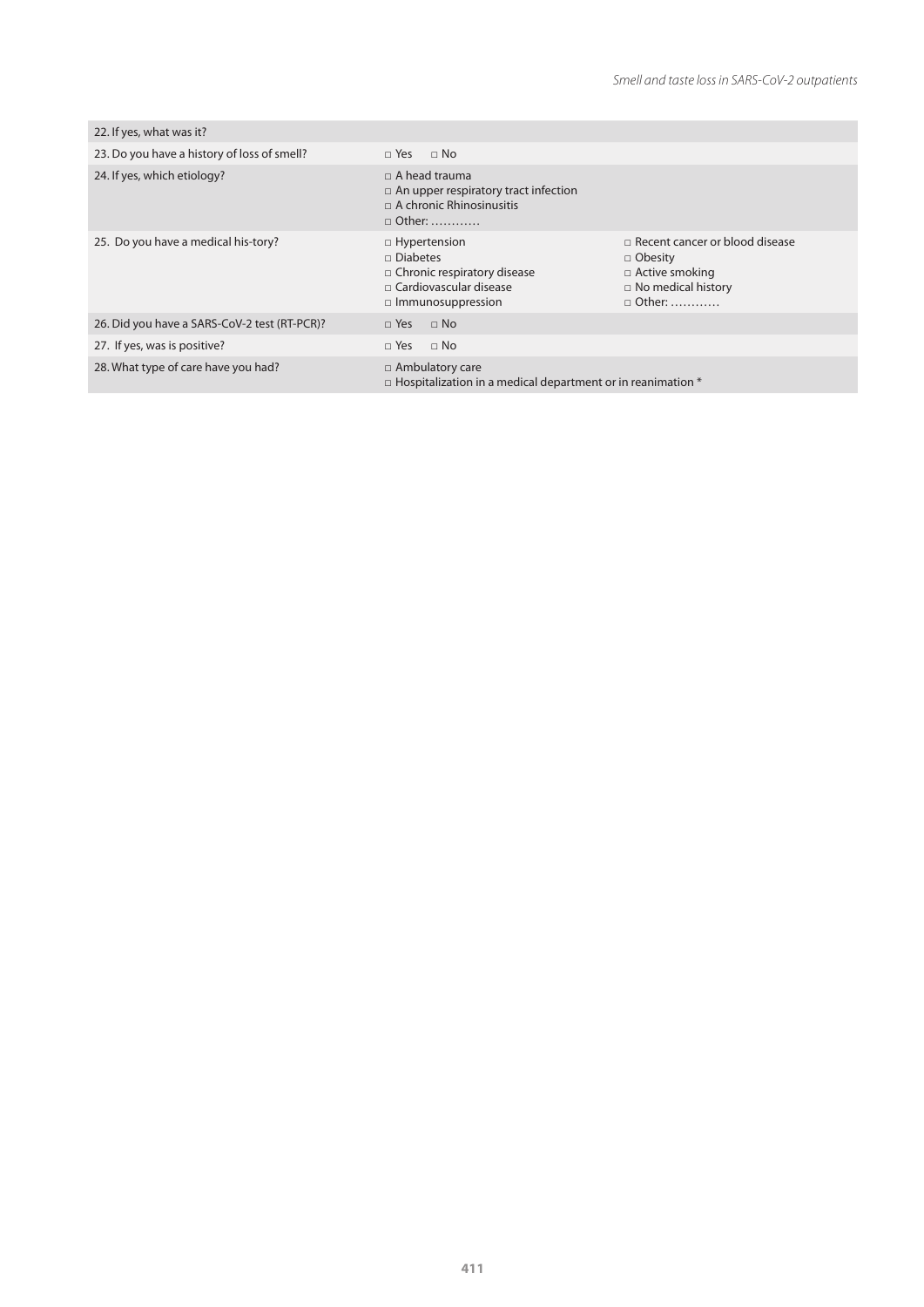| | | |
|---|---|---|
| 22. If yes, what was it? | | |
| 23. Do you have a history of loss of smell? | □ Yes □ No | |
| 24. If yes, which etiology? | □ A head trauma<br>□ An upper respiratory tract infection<br>□ A chronic Rhinosinusitis<br>□ Other: ………… | |
| 25. Do you have a medical his-tory? | □ Hypertension<br>□ Diabetes<br>□ Chronic respiratory disease<br>□ Cardiovascular disease<br>□ Immunosuppression | □ Recent cancer or blood disease<br>□ Obesity<br>□ Active smoking<br>□ No medical history<br>□ Other: ………… |
| 26. Did you have a SARS-CoV-2 test (RT-PCR)? | □ Yes □ No | |
| 27. If yes, was is positive? | □ Yes □ No | |
| 28. What type of care have you had? | □ Ambulatory care<br>□ Hospitalization in a medical department or in reanimation * | |